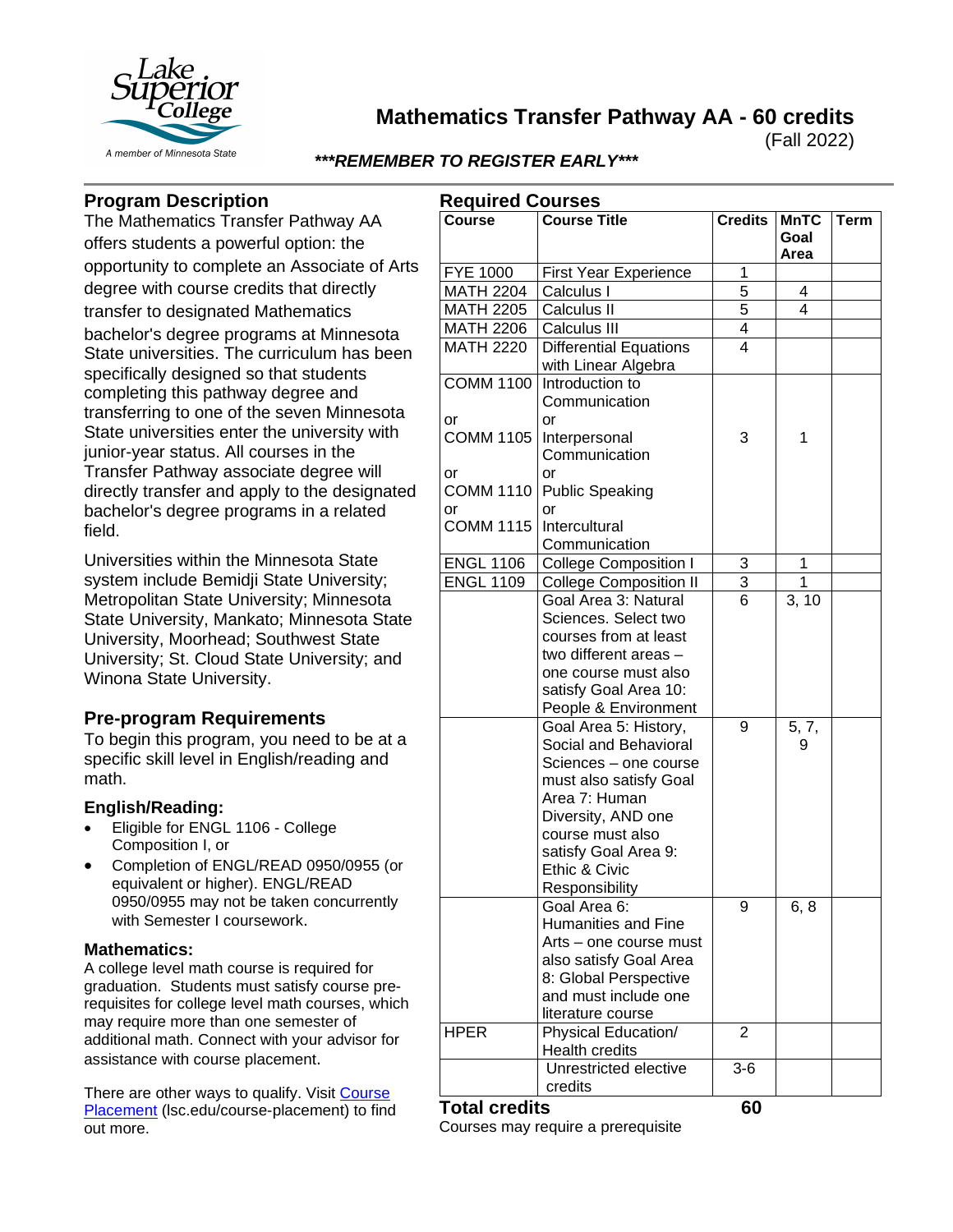# Mathematics Transfer Pathway AA - 60 credits

(Fall 2022)

***REMEMBER TO REGISTER EARLY***

## Program Description

The Mathematics Transfer Pathway AA offers students a powerful option: the opportunity to complete an Associate of Arts degree with course credits that directly transfer to designated Mathematics bachelor's degree programs at Minnesota State universities. The curriculum has been specifically designed so that students completing this pathway degree and transferring to one of the seven Minnesota State universities enter the university with junior-year status. All courses in the Transfer Pathway associate degree will directly transfer and apply to the designated bachelor's degree programs in a related field.

Universities within the Minnesota State system include Bemidji State University; Metropolitan State University; Minnesota State University, Mankato; Minnesota State University, Moorhead; Southwest State University; St. Cloud State University; and Winona State University.

## Pre-program Requirements

To begin this program, you need to be at a specific skill level in English/reading and math.

### English/Reading:

- Eligible for ENGL 1106 - College Composition I, or
- Completion of ENGL/READ 0950/0955 (or equivalent or higher). ENGL/READ 0950/0955 may not be taken concurrently with Semester I coursework.

### Mathematics:

A college level math course is required for graduation. Students must satisfy course pre-requisites for college level math courses, which may require more than one semester of additional math. Connect with your advisor for assistance with course placement.

There are other ways to qualify. Visit Course Placement (lsc.edu/course-placement) to find out more.

## Required Courses

| Course | Course Title | Credits | MnTC Goal Area | Term |
|---|---|---|---|---|
| FYE 1000 | First Year Experience | 1 | | |
| MATH 2204 | Calculus I | 5 | 4 | |
| MATH 2205 | Calculus II | 5 | 4 | |
| MATH 2206 | Calculus III | 4 | | |
| MATH 2220 | Differential Equations with Linear Algebra | 4 | | |
| COMM 1100 or COMM 1105 or COMM 1110 or COMM 1115 | Introduction to Communication or Interpersonal Communication or Public Speaking or Intercultural Communication | 3 | 1 | |
| ENGL 1106 | College Composition I | 3 | 1 | |
| ENGL 1109 | College Composition II | 3 | 1 | |
| | Goal Area 3: Natural Sciences. Select two courses from at least two different areas – one course must also satisfy Goal Area 10: People & Environment | 6 | 3, 10 | |
| | Goal Area 5: History, Social and Behavioral Sciences – one course must also satisfy Goal Area 7: Human Diversity, AND one course must also satisfy Goal Area 9: Ethic & Civic Responsibility | 9 | 5, 7, 9 | |
| | Goal Area 6: Humanities and Fine Arts – one course must also satisfy Goal Area 8: Global Perspective and must include one literature course | 9 | 6, 8 | |
| HPER | Physical Education/ Health credits | 2 | | |
| | Unrestricted elective credits | 3-6 | | |
| **Total credits** | | **60** | | |

Courses may require a prerequisite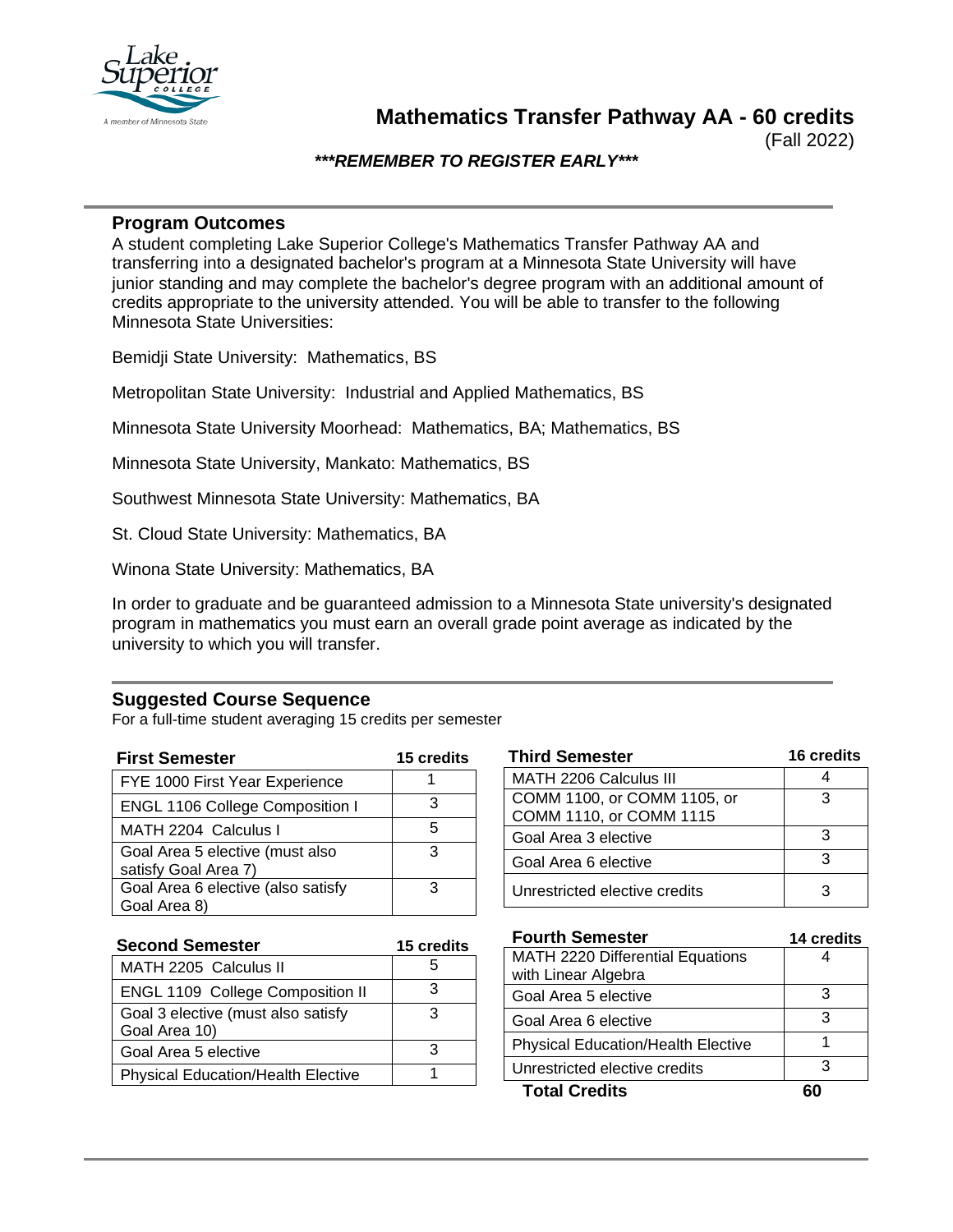# Mathematics Transfer Pathway AA - 60 credits

(Fall 2022)

***\*\*\*REMEMBER TO REGISTER EARLY\*\*\****

## Program Outcomes

A student completing Lake Superior College's Mathematics Transfer Pathway AA and transferring into a designated bachelor's program at a Minnesota State University will have junior standing and may complete the bachelor's degree program with an additional amount of credits appropriate to the university attended. You will be able to transfer to the following Minnesota State Universities:

Bemidji State University: Mathematics, BS

Metropolitan State University: Industrial and Applied Mathematics, BS

Minnesota State University Moorhead: Mathematics, BA; Mathematics, BS

Minnesota State University, Mankato: Mathematics, BS

Southwest Minnesota State University: Mathematics, BA

St. Cloud State University: Mathematics, BA

Winona State University: Mathematics, BA

In order to graduate and be guaranteed admission to a Minnesota State university's designated program in mathematics you must earn an overall grade point average as indicated by the university to which you will transfer.

## Suggested Course Sequence

For a full-time student averaging 15 credits per semester

| First Semester | 15 credits |
|---|---|
| FYE 1000 First Year Experience | 1 |
| ENGL 1106 College Composition I | 3 |
| MATH 2204 Calculus I | 5 |
| Goal Area 5 elective (must also satisfy Goal Area 7) | 3 |
| Goal Area 6 elective (also satisfy Goal Area 8) | 3 |

| Second Semester | 15 credits |
|---|---|
| MATH 2205 Calculus II | 5 |
| ENGL 1109 College Composition II | 3 |
| Goal 3 elective (must also satisfy Goal Area 10) | 3 |
| Goal Area 5 elective | 3 |
| Physical Education/Health Elective | 1 |

| Third Semester | 16 credits |
|---|---|
| MATH 2206 Calculus III | 4 |
| COMM 1100, or COMM 1105, or COMM 1110, or COMM 1115 | 3 |
| Goal Area 3 elective | 3 |
| Goal Area 6 elective | 3 |
| Unrestricted elective credits | 3 |

| Fourth Semester | 14 credits |
|---|---|
| MATH 2220 Differential Equations with Linear Algebra | 4 |
| Goal Area 5 elective | 3 |
| Goal Area 6 elective | 3 |
| Physical Education/Health Elective | 1 |
| Unrestricted elective credits | 3 |
| **Total Credits** | **60** |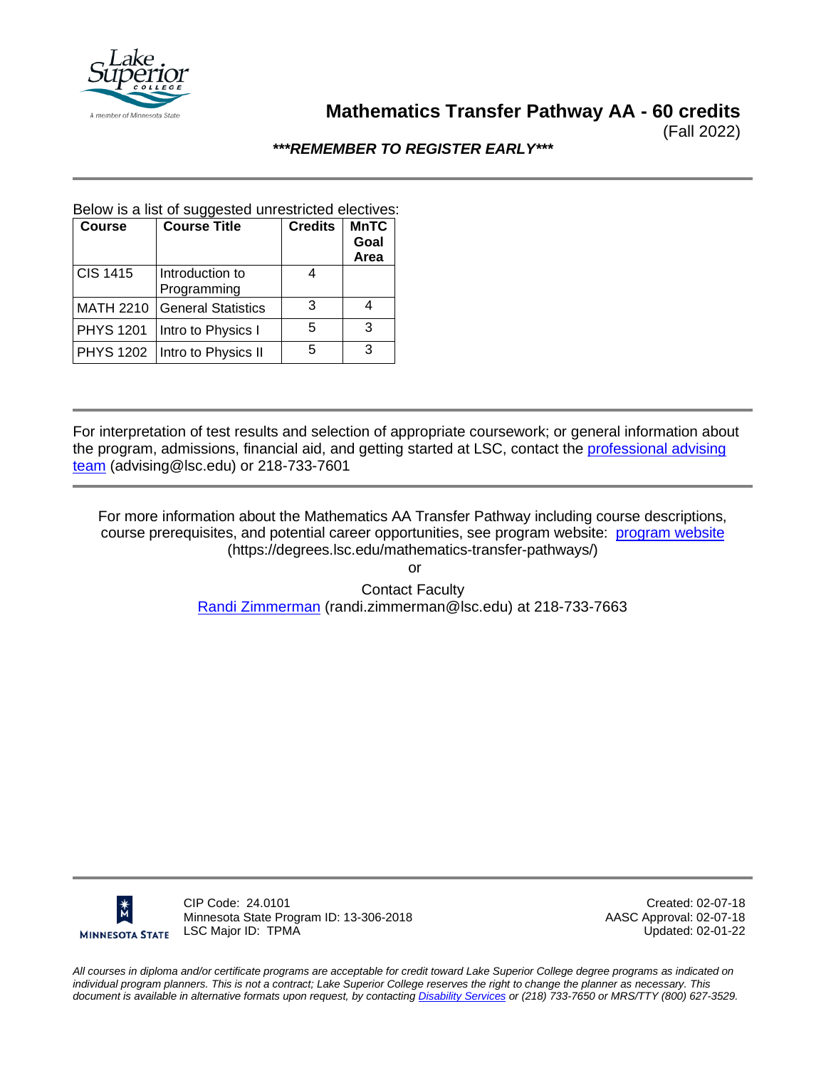# Mathematics Transfer Pathway AA - 60 credits

(Fall 2022)

***\*\*\*REMEMBER TO REGISTER EARLY\*\*\****

Below is a list of suggested unrestricted electives:

| Course | Course Title | Credits | MnTC Goal Area |
|---|---|---|---|
| CIS 1415 | Introduction to Programming | 4 | |
| MATH 2210 | General Statistics | 3 | 4 |
| PHYS 1201 | Intro to Physics I | 5 | 3 |
| PHYS 1202 | Intro to Physics II | 5 | 3 |

For interpretation of test results and selection of appropriate coursework; or general information about the program, admissions, financial aid, and getting started at LSC, contact the professional advising team (advising@lsc.edu) or 218-733-7601

For more information about the Mathematics AA Transfer Pathway including course descriptions, course prerequisites, and potential career opportunities, see program website: program website (https://degrees.lsc.edu/mathematics-transfer-pathways/)

or

Contact Faculty
Randi Zimmerman (randi.zimmerman@lsc.edu) at 218-733-7663

CIP Code: 24.0101
Minnesota State Program ID: 13-306-2018
LSC Major ID: TPMA

Created: 02-07-18
AASC Approval: 02-07-18
Updated: 02-01-22

*All courses in diploma and/or certificate programs are acceptable for credit toward Lake Superior College degree programs as indicated on individual program planners. This is not a contract; Lake Superior College reserves the right to change the planner as necessary. This document is available in alternative formats upon request, by contacting Disability Services or (218) 733-7650 or MRS/TTY (800) 627-3529.*